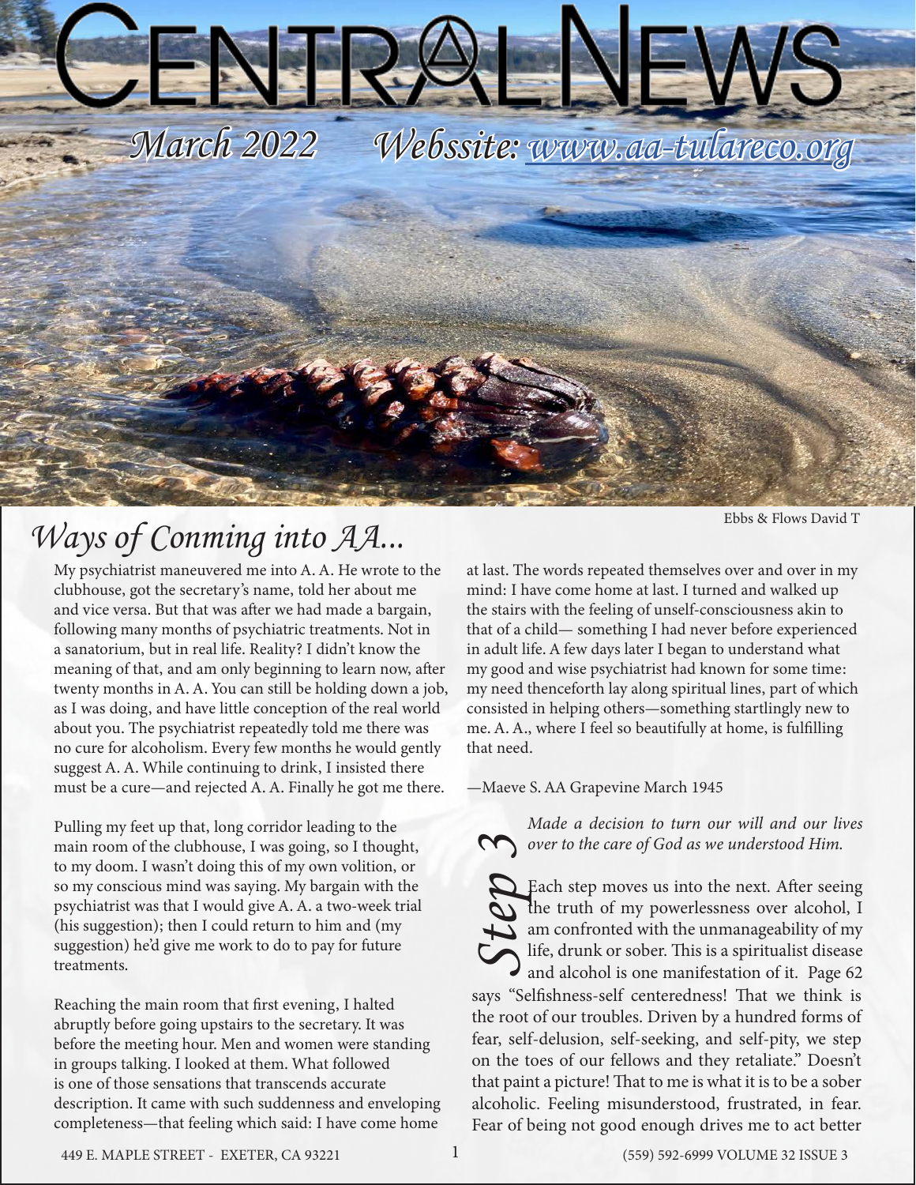# CentralNews

*March 2022* *Webssite: www.aa-tulareco.org*

Ebbs & Flows David T

## *Ways of Conming into AA...*

My psychiatrist maneuvered me into A. A. He wrote to the clubhouse, got the secretary's name, told her about me and vice versa. But that was after we had made a bargain, following many months of psychiatric treatments. Not in a sanatorium, but in real life. Reality? I didn't know the meaning of that, and am only beginning to learn now, after twenty months in A. A. You can still be holding down a job, as I was doing, and have little conception of the real world about you. The psychiatrist repeatedly told me there was no cure for alcoholism. Every few months he would gently suggest A. A. While continuing to drink, I insisted there must be a cure—and rejected A. A. Finally he got me there.

Pulling my feet up that, long corridor leading to the main room of the clubhouse, I was going, so I thought, to my doom. I wasn't doing this of my own volition, or so my conscious mind was saying. My bargain with the psychiatrist was that I would give A. A. a two-week trial (his suggestion); then I could return to him and (my suggestion) he'd give me work to do to pay for future treatments.

Reaching the main room that first evening, I halted abruptly before going upstairs to the secretary. It was before the meeting hour. Men and women were standing in groups talking. I looked at them. What followed is one of those sensations that transcends accurate description. It came with such suddenness and enveloping completeness—that feeling which said: I have come home at last. The words repeated themselves over and over in my mind: I have come home at last. I turned and walked up the stairs with the feeling of unself-consciousness akin to that of a child— something I had never before experienced in adult life. A few days later I began to understand what my good and wise psychiatrist had known for some time: my need thenceforth lay along spiritual lines, part of which consisted in helping others—something startlingly new to me. A. A., where I feel so beautifully at home, is fulfilling that need.

—Maeve S. AA Grapevine March 1945

## *Step 3*

*Made a decision to turn our will and our lives over to the care of God as we understood Him.*

Each step moves us into the next. After seeing the truth of my powerlessness over alcohol, I am confronted with the unmanageability of my life, drunk or sober. This is a spiritualist disease and alcohol is one manifestation of it. Page 62 says "Selfishness-self centeredness! That we think is the root of our troubles. Driven by a hundred forms of fear, self-delusion, self-seeking, and self-pity, we step on the toes of our fellows and they retaliate." Doesn't that paint a picture! That to me is what it is to be a sober alcoholic. Feeling misunderstood, frustrated, in fear. Fear of being not good enough drives me to act better

449 E. MAPLE STREET - EXETER, CA 93221 (559) 592-6999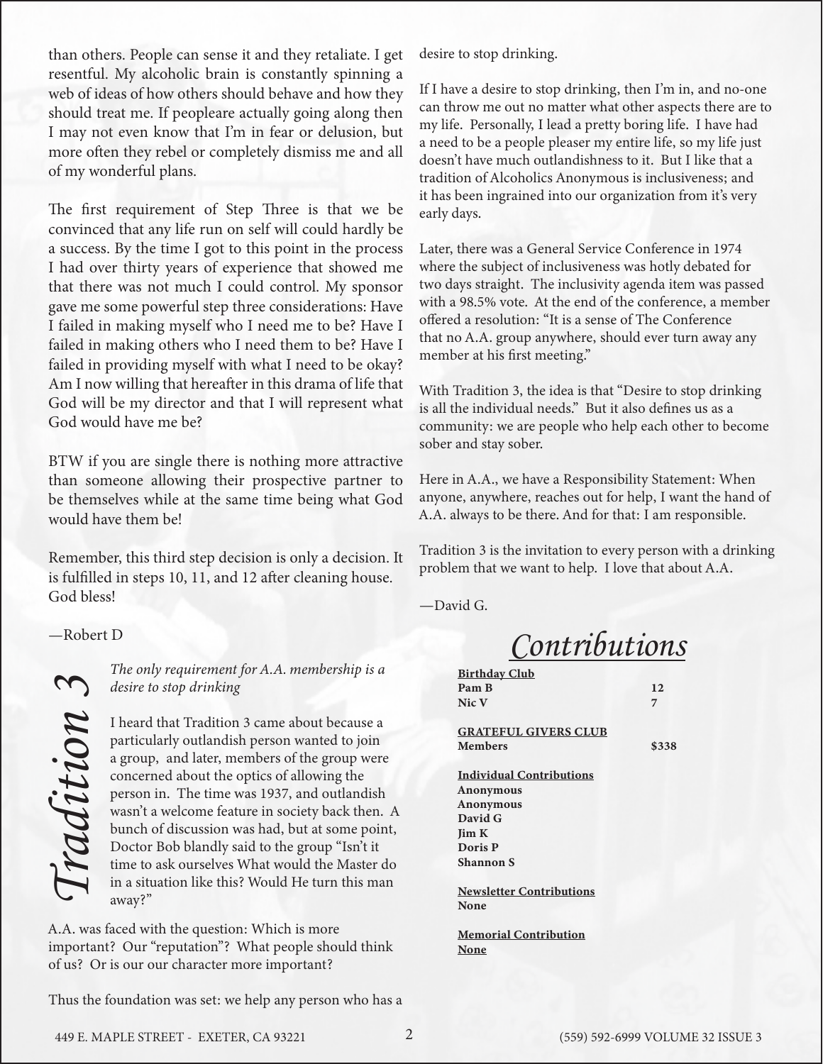than others. People can sense it and they retaliate. I get resentful. My alcoholic brain is constantly spinning a web of ideas of how others should behave and how they should treat me. If peopleare actually going along then I may not even know that I'm in fear or delusion, but more often they rebel or completely dismiss me and all of my wonderful plans.

The first requirement of Step Three is that we be convinced that any life run on self will could hardly be a success. By the time I got to this point in the process I had over thirty years of experience that showed me that there was not much I could control. My sponsor gave me some powerful step three considerations: Have I failed in making myself who I need me to be? Have I failed in making others who I need them to be? Have I failed in providing myself with what I need to be okay? Am I now willing that hereafter in this drama of life that God will be my director and that I will represent what God would have me be?

BTW if you are single there is nothing more attractive than someone allowing their prospective partner to be themselves while at the same time being what God would have them be!

Remember, this third step decision is only a decision. It is fulfilled in steps 10, 11, and 12 after cleaning house. God bless!

—Robert D

# *Tradition 3*

*The only requirement for A.A. membership is a desire to stop drinking*

I heard that Tradition 3 came about because a particularly outlandish person wanted to join a group, and later, members of the group were concerned about the optics of allowing the person in. The time was 1937, and outlandish wasn't a welcome feature in society back then. A bunch of discussion was had, but at some point, Doctor Bob blandly said to the group "Isn't it time to ask ourselves What would the Master do in a situation like this? Would He turn this man away?"

A.A. was faced with the question: Which is more important? Our "reputation"? What people should think of us? Or is our our character more important?

Thus the foundation was set: we help any person who has a desire to stop drinking.

If I have a desire to stop drinking, then I'm in, and no-one can throw me out no matter what other aspects there are to my life. Personally, I lead a pretty boring life. I have had a need to be a people pleaser my entire life, so my life just doesn't have much outlandishness to it. But I like that a tradition of Alcoholics Anonymous is inclusiveness; and it has been ingrained into our organization from it's very early days.

Later, there was a General Service Conference in 1974 where the subject of inclusiveness was hotly debated for two days straight. The inclusivity agenda item was passed with a 98.5% vote. At the end of the conference, a member offered a resolution: "It is a sense of The Conference that no A.A. group anywhere, should ever turn away any member at his first meeting."

With Tradition 3, the idea is that "Desire to stop drinking is all the individual needs." But it also defines us as a community: we are people who help each other to become sober and stay sober.

Here in A.A., we have a Responsibility Statement: When anyone, anywhere, reaches out for help, I want the hand of A.A. always to be there. And for that: I am responsible.

Tradition 3 is the invitation to every person with a drinking problem that we want to help. I love that about A.A.

—David G.

# *Contributions*

**Birthday Club**

| | |
|---|---|
| **Pam B** | **12** |
| **Nic V** | **7** |

**GRATEFUL GIVERS CLUB**

| | |
|---|---|
| **Members** | **$338** |

**Individual Contributions**

**Anonymous**
**Anonymous**
**David G**
**Jim K**
**Doris P**
**Shannon S**

**Newsletter Contributions**

**None**

**Memorial Contribution**

**None**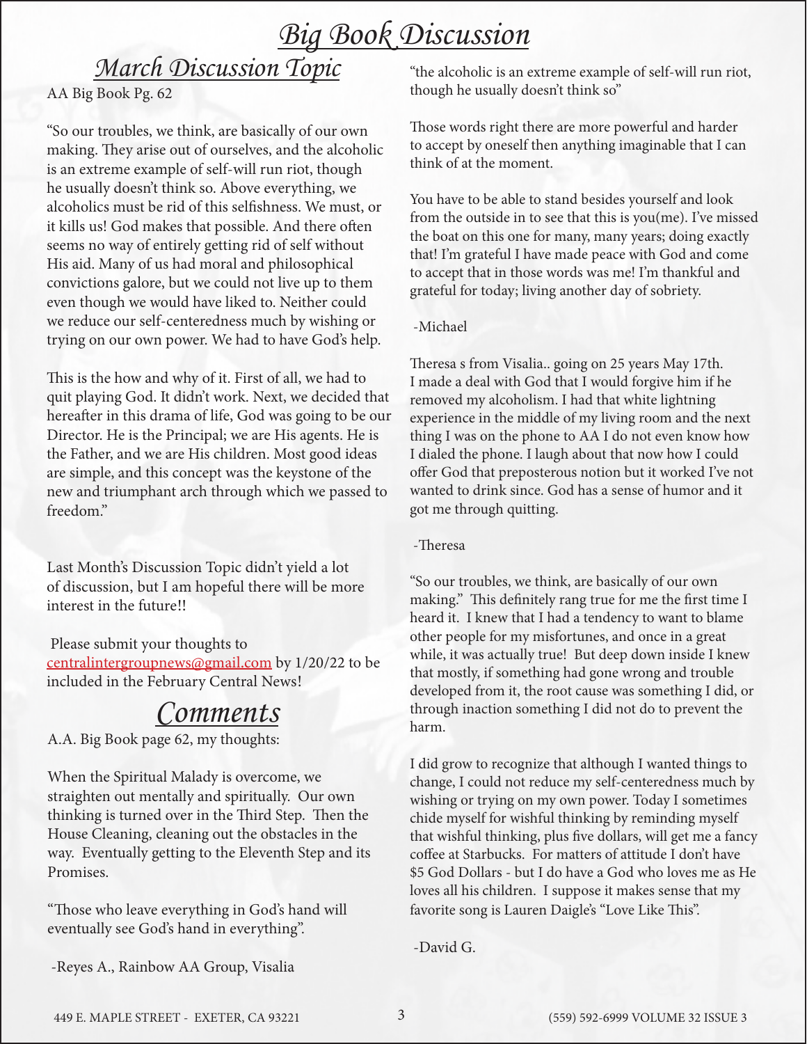# Big Book Discussion

## March Discussion Topic

AA Big Book Pg. 62

"So our troubles, we think, are basically of our own making. They arise out of ourselves, and the alcoholic is an extreme example of self-will run riot, though he usually doesn't think so. Above everything, we alcoholics must be rid of this selfishness. We must, or it kills us! God makes that possible. And there often seems no way of entirely getting rid of self without His aid. Many of us had moral and philosophical convictions galore, but we could not live up to them even though we would have liked to. Neither could we reduce our self-centeredness much by wishing or trying on our own power. We had to have God's help.

This is the how and why of it. First of all, we had to quit playing God. It didn't work. Next, we decided that hereafter in this drama of life, God was going to be our Director. He is the Principal; we are His agents. He is the Father, and we are His children. Most good ideas are simple, and this concept was the keystone of the new and triumphant arch through which we passed to freedom."

Last Month's Discussion Topic didn't yield a lot of discussion, but I am hopeful there will be more interest in the future!!

Please submit your thoughts to centralintergroupnews@gmail.com by 1/20/22 to be included in the February Central News!

## Comments

A.A. Big Book page 62, my thoughts:

When the Spiritual Malady is overcome, we straighten out mentally and spiritually. Our own thinking is turned over in the Third Step. Then the House Cleaning, cleaning out the obstacles in the way. Eventually getting to the Eleventh Step and its Promises.

"Those who leave everything in God's hand will eventually see God's hand in everything".

-Reyes A., Rainbow AA Group, Visalia

"the alcoholic is an extreme example of self-will run riot, though he usually doesn't think so"

Those words right there are more powerful and harder to accept by oneself then anything imaginable that I can think of at the moment.

You have to be able to stand besides yourself and look from the outside in to see that this is you(me). I've missed the boat on this one for many, many years; doing exactly that! I'm grateful I have made peace with God and come to accept that in those words was me! I'm thankful and grateful for today; living another day of sobriety.

-Michael

Theresa s from Visalia.. going on 25 years May 17th. I made a deal with God that I would forgive him if he removed my alcoholism. I had that white lightning experience in the middle of my living room and the next thing I was on the phone to AA I do not even know how I dialed the phone. I laugh about that now how I could offer God that preposterous notion but it worked I've not wanted to drink since. God has a sense of humor and it got me through quitting.

-Theresa

"So our troubles, we think, are basically of our own making." This definitely rang true for me the first time I heard it. I knew that I had a tendency to want to blame other people for my misfortunes, and once in a great while, it was actually true! But deep down inside I knew that mostly, if something had gone wrong and trouble developed from it, the root cause was something I did, or through inaction something I did not do to prevent the harm.

I did grow to recognize that although I wanted things to change, I could not reduce my self-centeredness much by wishing or trying on my own power. Today I sometimes chide myself for wishful thinking by reminding myself that wishful thinking, plus five dollars, will get me a fancy coffee at Starbucks. For matters of attitude I don't have $5 God Dollars - but I do have a God who loves me as He loves all his children. I suppose it makes sense that my favorite song is Lauren Daigle's "Love Like This".

-David G.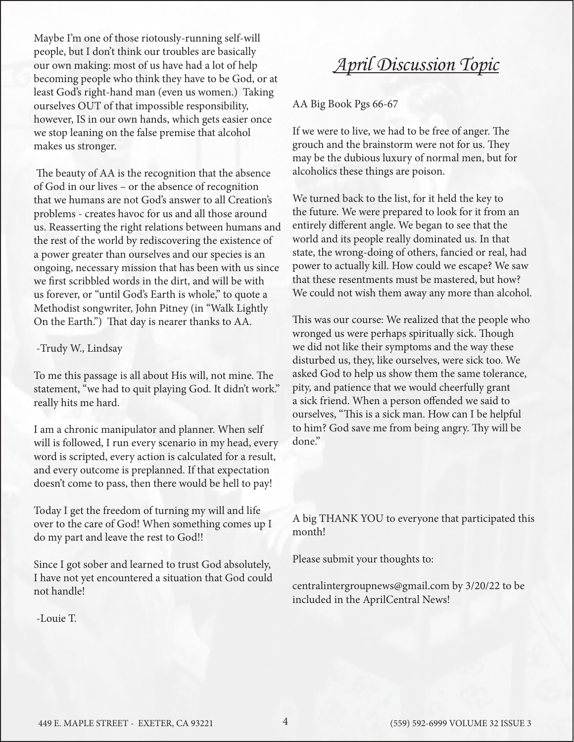Maybe I'm one of those riotously-running self-will people, but I don't think our troubles are basically our own making: most of us have had a lot of help becoming people who think they have to be God, or at least God's right-hand man (even us women.) Taking ourselves OUT of that impossible responsibility, however, IS in our own hands, which gets easier once we stop leaning on the false premise that alcohol makes us stronger.

The beauty of AA is the recognition that the absence of God in our lives – or the absence of recognition that we humans are not God's answer to all Creation's problems - creates havoc for us and all those around us. Reasserting the right relations between humans and the rest of the world by rediscovering the existence of a power greater than ourselves and our species is an ongoing, necessary mission that has been with us since we first scribbled words in the dirt, and will be with us forever, or "until God's Earth is whole," to quote a Methodist songwriter, John Pitney (in "Walk Lightly On the Earth.") That day is nearer thanks to AA.

-Trudy W., Lindsay

To me this passage is all about His will, not mine. The statement, "we had to quit playing God. It didn't work." really hits me hard.

I am a chronic manipulator and planner. When self will is followed, I run every scenario in my head, every word is scripted, every action is calculated for a result, and every outcome is preplanned. If that expectation doesn't come to pass, then there would be hell to pay!

Today I get the freedom of turning my will and life over to the care of God! When something comes up I do my part and leave the rest to God!!

Since I got sober and learned to trust God absolutely, I have not yet encountered a situation that God could not handle!

-Louie T.

# *April Discussion Topic*

AA Big Book Pgs 66-67

If we were to live, we had to be free of anger. The grouch and the brainstorm were not for us. They may be the dubious luxury of normal men, but for alcoholics these things are poison.

We turned back to the list, for it held the key to the future. We were prepared to look for it from an entirely different angle. We began to see that the world and its people really dominated us. In that state, the wrong-doing of others, fancied or real, had power to actually kill. How could we escape? We saw that these resentments must be mastered, but how? We could not wish them away any more than alcohol.

This was our course: We realized that the people who wronged us were perhaps spiritually sick. Though we did not like their symptoms and the way these disturbed us, they, like ourselves, were sick too. We asked God to help us show them the same tolerance, pity, and patience that we would cheerfully grant a sick friend. When a person offended we said to ourselves, "This is a sick man. How can I be helpful to him? God save me from being angry. Thy will be done."

A big THANK YOU to everyone that participated this month!

Please submit your thoughts to:

centralintergroupnews@gmail.com by 3/20/22 to be included in the AprilCentral News!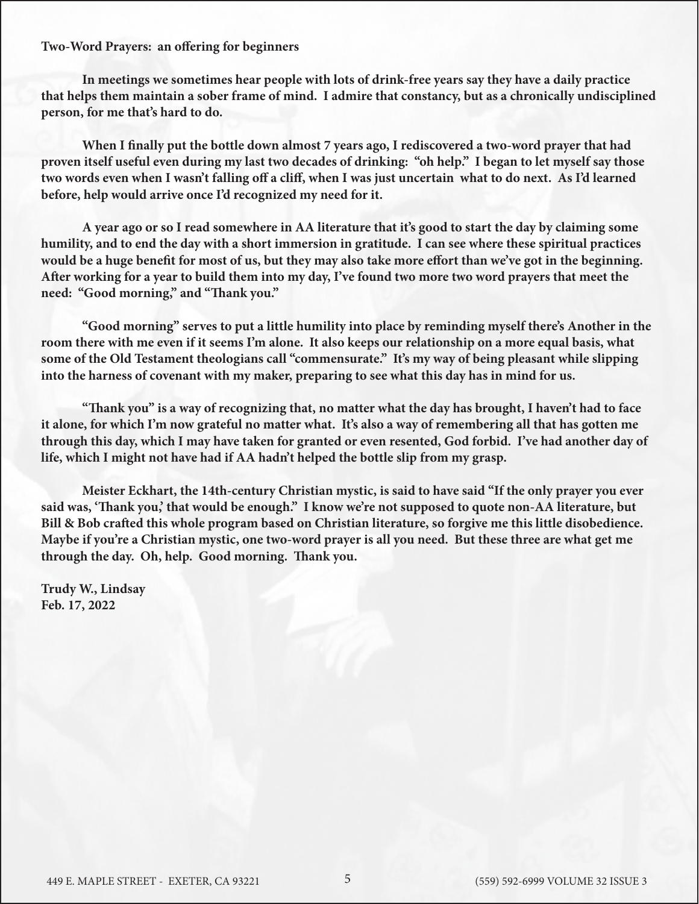**Two-Word Prayers: an offering for beginners**

**In meetings we sometimes hear people with lots of drink-free years say they have a daily practice that helps them maintain a sober frame of mind. I admire that constancy, but as a chronically undisciplined person, for me that's hard to do.**

**When I finally put the bottle down almost 7 years ago, I rediscovered a two-word prayer that had proven itself useful even during my last two decades of drinking: "oh help." I began to let myself say those two words even when I wasn't falling off a cliff, when I was just uncertain what to do next. As I'd learned before, help would arrive once I'd recognized my need for it.**

**A year ago or so I read somewhere in AA literature that it's good to start the day by claiming some humility, and to end the day with a short immersion in gratitude. I can see where these spiritual practices would be a huge benefit for most of us, but they may also take more effort than we've got in the beginning. After working for a year to build them into my day, I've found two more two word prayers that meet the need: "Good morning," and "Thank you."**

**"Good morning" serves to put a little humility into place by reminding myself there's Another in the room there with me even if it seems I'm alone. It also keeps our relationship on a more equal basis, what some of the Old Testament theologians call "commensurate." It's my way of being pleasant while slipping into the harness of covenant with my maker, preparing to see what this day has in mind for us.**

**"Thank you" is a way of recognizing that, no matter what the day has brought, I haven't had to face it alone, for which I'm now grateful no matter what. It's also a way of remembering all that has gotten me through this day, which I may have taken for granted or even resented, God forbid. I've had another day of life, which I might not have had if AA hadn't helped the bottle slip from my grasp.**

**Meister Eckhart, the 14th-century Christian mystic, is said to have said "If the only prayer you ever said was, 'Thank you,' that would be enough." I know we're not supposed to quote non-AA literature, but Bill & Bob crafted this whole program based on Christian literature, so forgive me this little disobedience. Maybe if you're a Christian mystic, one two-word prayer is all you need. But these three are what get me through the day. Oh, help. Good morning. Thank you.**

**Trudy W., Lindsay**
**Feb. 17, 2022**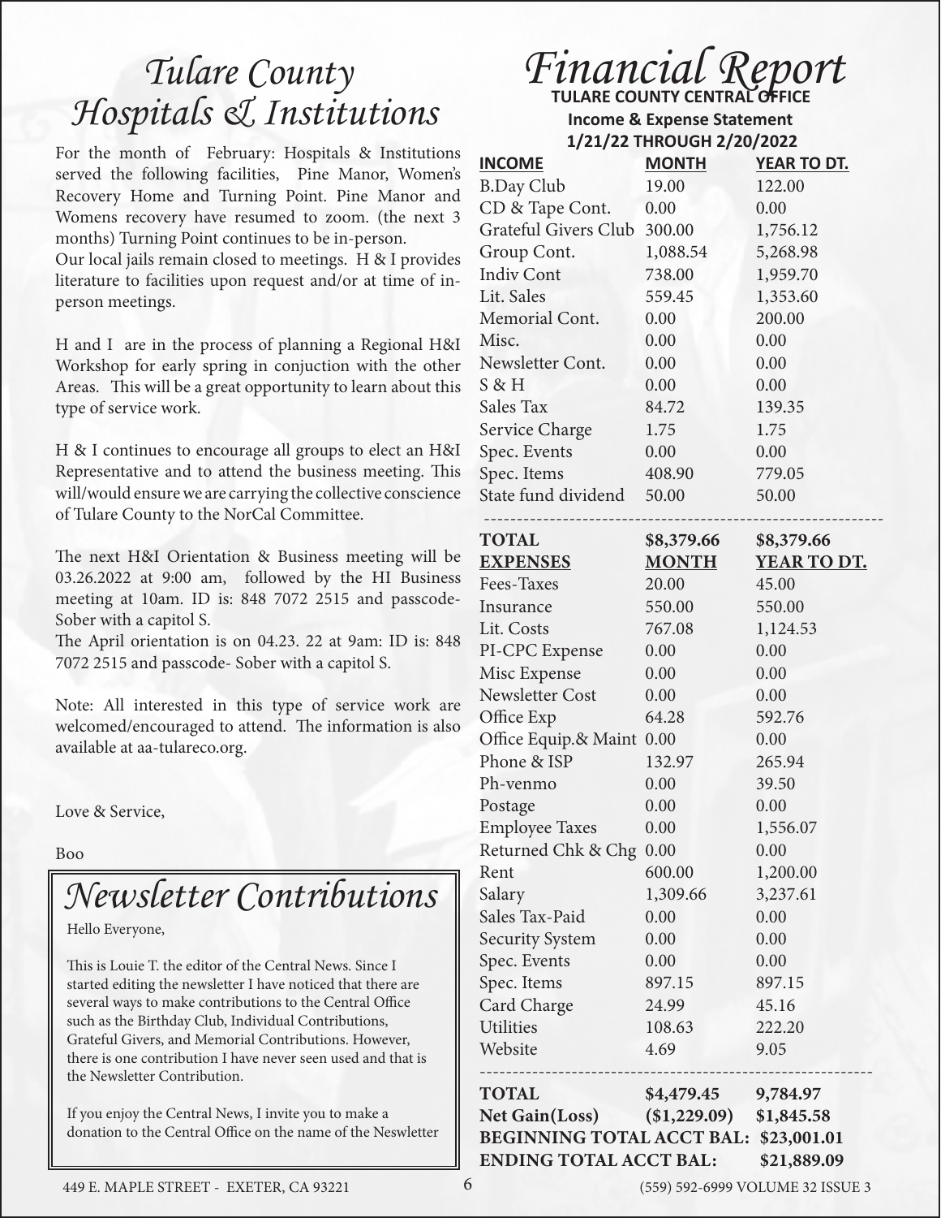# Tulare County Hospitals & Institutions

For the month of February: Hospitals & Institutions served the following facilities, Pine Manor, Women's Recovery Home and Turning Point. Pine Manor and Womens recovery have resumed to zoom. (the next 3 months) Turning Point continues to be in-person.
Our local jails remain closed to meetings. H & I provides literature to facilities upon request and/or at time of in-person meetings.

H and I are in the process of planning a Regional H&I Workshop for early spring in conjuction with the other Areas. This will be a great opportunity to learn about this type of service work.

H & I continues to encourage all groups to elect an H&I Representative and to attend the business meeting. This will/would ensure we are carrying the collective conscience of Tulare County to the NorCal Committee.

The next H&I Orientation & Business meeting will be 03.26.2022 at 9:00 am, followed by the HI Business meeting at 10am. ID is: 848 7072 2515 and passcode- Sober with a capitol S.
The April orientation is on 04.23. 22 at 9am: ID is: 848 7072 2515 and passcode- Sober with a capitol S.

Note: All interested in this type of service work are welcomed/encouraged to attend. The information is also available at aa-tulareco.org.

Love & Service,

Boo

# Newsletter Contributions

Hello Everyone,

This is Louie T. the editor of the Central News. Since I started editing the newsletter I have noticed that there are several ways to make contributions to the Central Office such as the Birthday Club, Individual Contributions, Grateful Givers, and Memorial Contributions. However, there is one contribution I have never seen used and that is the Newsletter Contribution.

If you enjoy the Central News, I invite you to make a donation to the Central Office on the name of the Neswletter

# Financial Report

**TULARE COUNTY CENTRAL OFFICE**
**Income & Expense Statement**
**1/21/22 THROUGH 2/20/2022**

| **INCOME** | **MONTH** | **YEAR TO DT.** |
|---|---|---|
| B.Day Club | 19.00 | 122.00 |
| CD & Tape Cont. | 0.00 | 0.00 |
| Grateful Givers Club | 300.00 | 1,756.12 |
| Group Cont. | 1,088.54 | 5,268.98 |
| Indiv Cont | 738.00 | 1,959.70 |
| Lit. Sales | 559.45 | 1,353.60 |
| Memorial Cont. | 0.00 | 200.00 |
| Misc. | 0.00 | 0.00 |
| Newsletter Cont. | 0.00 | 0.00 |
| S & H | 0.00 | 0.00 |
| Sales Tax | 84.72 | 139.35 |
| Service Charge | 1.75 | 1.75 |
| Spec. Events | 0.00 | 0.00 |
| Spec. Items | 408.90 | 779.05 |
| State fund dividend | 50.00 | 50.00 |
| **TOTAL** | **$8,379.66** | **$8,379.66** |

| **EXPENSES** | **MONTH** | **YEAR TO DT.** |
|---|---|---|
| Fees-Taxes | 20.00 | 45.00 |
| Insurance | 550.00 | 550.00 |
| Lit. Costs | 767.08 | 1,124.53 |
| PI-CPC Expense | 0.00 | 0.00 |
| Misc Expense | 0.00 | 0.00 |
| Newsletter Cost | 0.00 | 0.00 |
| Office Exp | 64.28 | 592.76 |
| Office Equip.& Maint | 0.00 | 0.00 |
| Phone & ISP | 132.97 | 265.94 |
| Ph-venmo | 0.00 | 39.50 |
| Postage | 0.00 | 0.00 |
| Employee Taxes | 0.00 | 1,556.07 |
| Returned Chk & Chg | 0.00 | 0.00 |
| Rent | 600.00 | 1,200.00 |
| Salary | 1,309.66 | 3,237.61 |
| Sales Tax-Paid | 0.00 | 0.00 |
| Security System | 0.00 | 0.00 |
| Spec. Events | 0.00 | 0.00 |
| Spec. Items | 897.15 | 897.15 |
| Card Charge | 24.99 | 45.16 |
| Utilities | 108.63 | 222.20 |
| Website | 4.69 | 9.05 |
| **TOTAL** | **$4,479.45** | **9,784.97** |
| **Net Gain(Loss)** | **($1,229.09)** | **$1,845.58** |

**BEGINNING TOTAL ACCT BAL: $23,001.01**
**ENDING TOTAL ACCT BAL: $21,889.09**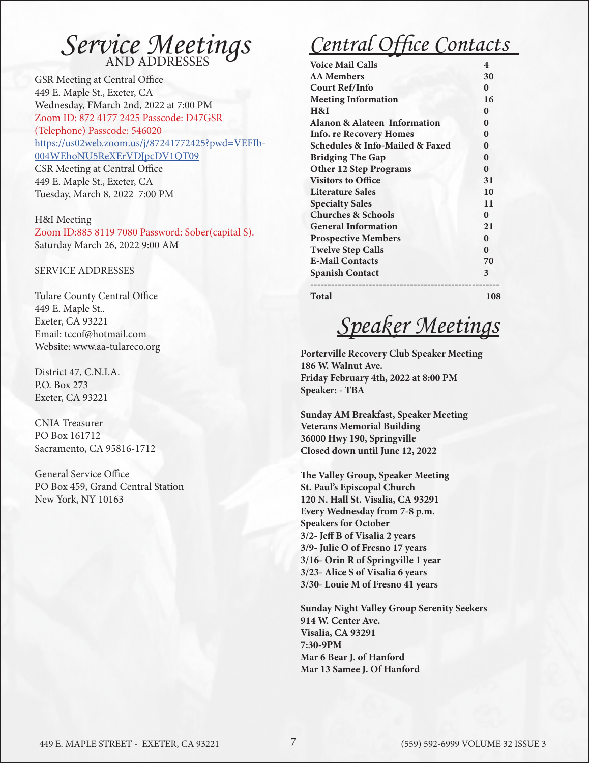# Service Meetings
## AND ADDRESSES

GSR Meeting at Central Office
449 E. Maple St., Exeter, CA
Wednesday, FMarch 2nd, 2022 at 7:00 PM
Zoom ID: 872 4177 2425 Passcode: D47GSR
(Telephone) Passcode: 546020
https://us02web.zoom.us/j/87241772425?pwd=VEFIb-004WEhoNU5ReXErVDJpcDV1QT09
CSR Meeting at Central Office
449 E. Maple St., Exeter, CA
Tuesday, March 8, 2022 7:00 PM

H&I Meeting
Zoom ID:885 8119 7080 Password: Sober(capital S).
Saturday March 26, 2022 9:00 AM

SERVICE ADDRESSES

Tulare County Central Office
449 E. Maple St..
Exeter, CA 93221
Email: tccof@hotmail.com
Website: www.aa-tulareco.org

District 47, C.N.I.A.
P.O. Box 273
Exeter, CA 93221

CNIA Treasurer
PO Box 161712
Sacramento, CA 95816-1712

General Service Office
PO Box 459, Grand Central Station
New York, NY 10163

# Central Office Contacts

| | |
|---|---|
| **Voice Mail Calls** | **4** |
| **AA Members** | **30** |
| **Court Ref/Info** | **0** |
| **Meeting Information** | **16** |
| **H&I** | **0** |
| **Alanon & Alateen Information** | **0** |
| **Info. re Recovery Homes** | **0** |
| **Schedules & Info-Mailed & Faxed** | **0** |
| **Bridging The Gap** | **0** |
| **Other 12 Step Programs** | **0** |
| **Visitors to Office** | **31** |
| **Literature Sales** | **10** |
| **Specialty Sales** | **11** |
| **Churches & Schools** | **0** |
| **General Information** | **21** |
| **Prospective Members** | **0** |
| **Twelve Step Calls** | **0** |
| **E-Mail Contacts** | **70** |
| **Spanish Contact** | **3** |
| **Total** | **108** |

# Speaker Meetings

**Porterville Recovery Club Speaker Meeting**
**186 W. Walnut Ave.**
**Friday February 4th, 2022 at 8:00 PM**
**Speaker: - TBA**

**Sunday AM Breakfast, Speaker Meeting**
**Veterans Memorial Building**
**36000 Hwy 190, Springville**
**Closed down until June 12, 2022**

**The Valley Group, Speaker Meeting**
**St. Paul's Episcopal Church**
**120 N. Hall St. Visalia, CA 93291**
**Every Wednesday from 7-8 p.m.**
**Speakers for October**
**3/2- Jeff B of Visalia 2 years**
**3/9- Julie O of Fresno 17 years**
**3/16- Orin R of Springville 1 year**
**3/23- Alice S of Visalia 6 years**
**3/30- Louie M of Fresno 41 years**

**Sunday Night Valley Group Serenity Seekers**
**914 W. Center Ave.**
**Visalia, CA 93291**
**7:30-9PM**
**Mar 6 Bear J. of Hanford**
**Mar 13 Samee J. Of Hanford**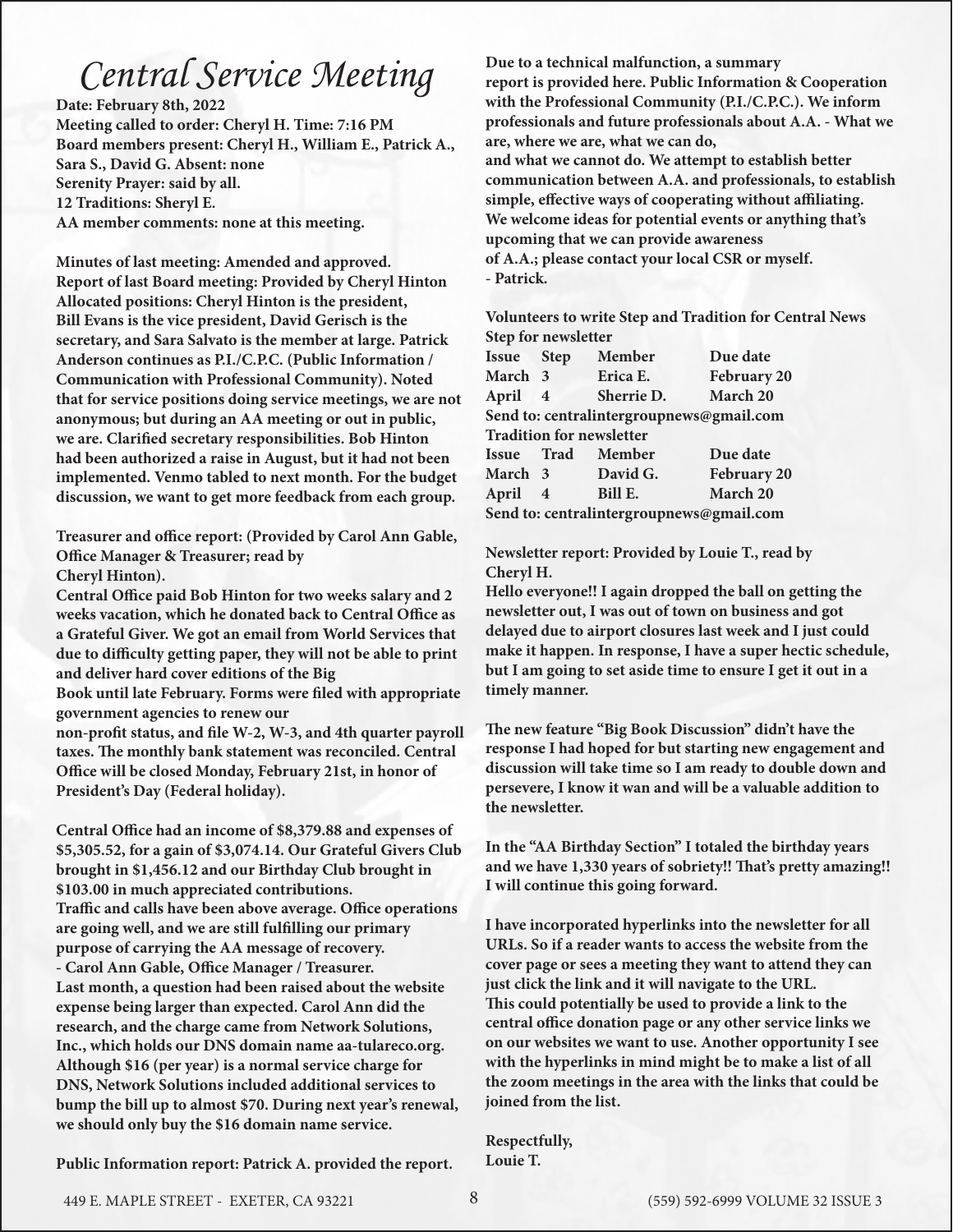# Central Service Meeting

**Date: February 8th, 2022**
**Meeting called to order: Cheryl H. Time: 7:16 PM**
**Board members present: Cheryl H., William E., Patrick A., Sara S., David G. Absent: none**
**Serenity Prayer: said by all.**
**12 Traditions: Sheryl E.**
**AA member comments: none at this meeting.**

**Minutes of last meeting: Amended and approved.**
**Report of last Board meeting: Provided by Cheryl Hinton**
**Allocated positions: Cheryl Hinton is the president, Bill Evans is the vice president, David Gerisch is the secretary, and Sara Salvato is the member at large. Patrick Anderson continues as P.I./C.P.C. (Public Information / Communication with Professional Community). Noted that for service positions doing service meetings, we are not anonymous; but during an AA meeting or out in public, we are. Clarified secretary responsibilities. Bob Hinton had been authorized a raise in August, but it had not been implemented. Venmo tabled to next month. For the budget discussion, we want to get more feedback from each group.**

**Treasurer and office report: (Provided by Carol Ann Gable, Office Manager & Treasurer; read by Cheryl Hinton).**
**Central Office paid Bob Hinton for two weeks salary and 2 weeks vacation, which he donated back to Central Office as a Grateful Giver. We got an email from World Services that due to difficulty getting paper, they will not be able to print and deliver hard cover editions of the Big Book until late February. Forms were filed with appropriate government agencies to renew our non-profit status, and file W-2, W-3, and 4th quarter payroll taxes. The monthly bank statement was reconciled. Central Office will be closed Monday, February 21st, in honor of President's Day (Federal holiday).**

**Central Office had an income of $8,379.88 and expenses of $5,305.52, for a gain of $3,074.14. Our Grateful Givers Club brought in $1,456.12 and our Birthday Club brought in $103.00 in much appreciated contributions.**
**Traffic and calls have been above average. Office operations are going well, and we are still fulfilling our primary purpose of carrying the AA message of recovery.**
**- Carol Ann Gable, Office Manager / Treasurer.**
**Last month, a question had been raised about the website expense being larger than expected. Carol Ann did the research, and the charge came from Network Solutions, Inc., which holds our DNS domain name aa-tulareco.org. Although $16 (per year) is a normal service charge for DNS, Network Solutions included additional services to bump the bill up to almost $70. During next year's renewal, we should only buy the $16 domain name service.**

**Public Information report: Patrick A. provided the report.**
**Due to a technical malfunction, a summary report is provided here. Public Information & Cooperation with the Professional Community (P.I./C.P.C.). We inform professionals and future professionals about A.A. - What we are, where we are, what we can do, and what we cannot do. We attempt to establish better communication between A.A. and professionals, to establish simple, effective ways of cooperating without affiliating. We welcome ideas for potential events or anything that's upcoming that we can provide awareness of A.A.; please contact your local CSR or myself.**
**- Patrick.**

**Volunteers to write Step and Tradition for Central News**

**Step for newsletter**

| Issue | Step | Member | Due date |
|---|---|---|---|
| March | 3 | Erica E. | February 20 |
| April | 4 | Sherrie D. | March 20 |

**Send to: centralintergroupnews@gmail.com**

**Tradition for newsletter**

| Issue | Trad | Member | Due date |
|---|---|---|---|
| March | 3 | David G. | February 20 |
| April | 4 | Bill E. | March 20 |

**Send to: centralintergroupnews@gmail.com**

**Newsletter report: Provided by Louie T., read by Cheryl H.**
**Hello everyone!! I again dropped the ball on getting the newsletter out, I was out of town on business and got delayed due to airport closures last week and I just could make it happen. In response, I have a super hectic schedule, but I am going to set aside time to ensure I get it out in a timely manner.**

**The new feature "Big Book Discussion" didn't have the response I had hoped for but starting new engagement and discussion will take time so I am ready to double down and persevere, I know it wan and will be a valuable addition to the newsletter.**

**In the "AA Birthday Section" I totaled the birthday years and we have 1,330 years of sobriety!! That's pretty amazing!! I will continue this going forward.**

**I have incorporated hyperlinks into the newsletter for all URLs. So if a reader wants to access the website from the cover page or sees a meeting they want to attend they can just click the link and it will navigate to the URL. This could potentially be used to provide a link to the central office donation page or any other service links we on our websites we want to use. Another opportunity I see with the hyperlinks in mind might be to make a list of all the zoom meetings in the area with the links that could be joined from the list.**

**Respectfully,**
**Louie T.**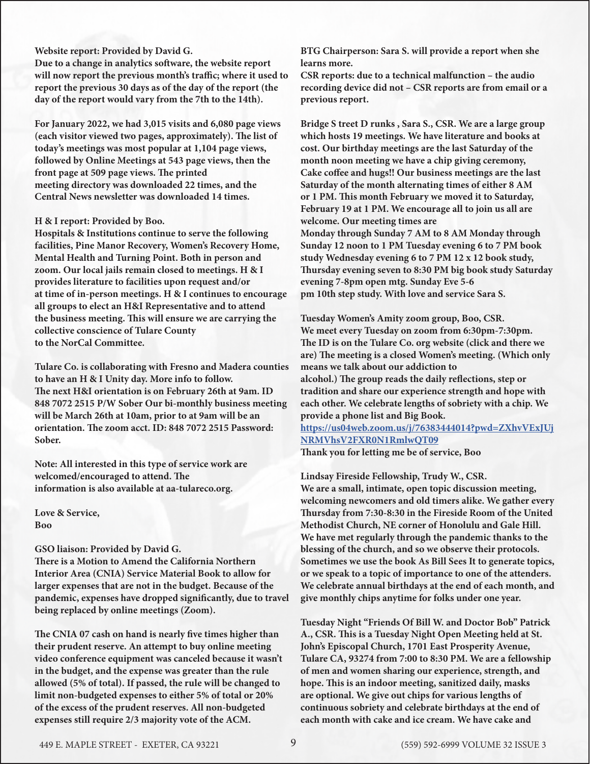**Website report: Provided by David G.**
**Due to a change in analytics software, the website report will now report the previous month's traffic; where it used to report the previous 30 days as of the day of the report (the day of the report would vary from the 7th to the 14th).**

**For January 2022, we had 3,015 visits and 6,080 page views (each visitor viewed two pages, approximately). The list of today's meetings was most popular at 1,104 page views, followed by Online Meetings at 543 page views, then the front page at 509 page views. The printed meeting directory was downloaded 22 times, and the Central News newsletter was downloaded 14 times.**

**H & I report: Provided by Boo.**
**Hospitals & Institutions continue to serve the following facilities, Pine Manor Recovery, Women's Recovery Home, Mental Health and Turning Point. Both in person and zoom. Our local jails remain closed to meetings. H & I provides literature to facilities upon request and/or at time of in-person meetings. H & I continues to encourage all groups to elect an H&I Representative and to attend the business meeting. This will ensure we are carrying the collective conscience of Tulare County to the NorCal Committee.**

**Tulare Co. is collaborating with Fresno and Madera counties to have an H & I Unity day. More info to follow. The next H&I orientation is on February 26th at 9am. ID 848 7072 2515 P/W Sober Our bi-monthly business meeting will be March 26th at 10am, prior to at 9am will be an orientation. The zoom acct. ID: 848 7072 2515 Password: Sober.**

**Note: All interested in this type of service work are welcomed/encouraged to attend. The information is also available at aa-tulareco.org.**

**Love & Service,**
**Boo**

**GSO liaison: Provided by David G.**
**There is a Motion to Amend the California Northern Interior Area (CNIA) Service Material Book to allow for larger expenses that are not in the budget. Because of the pandemic, expenses have dropped significantly, due to travel being replaced by online meetings (Zoom).**

**The CNIA 07 cash on hand is nearly five times higher than their prudent reserve. An attempt to buy online meeting video conference equipment was canceled because it wasn't in the budget, and the expense was greater than the rule allowed (5% of total). If passed, the rule will be changed to limit non-budgeted expenses to either 5% of total or 20% of the excess of the prudent reserves. All non-budgeted expenses still require 2/3 majority vote of the ACM.**

**BTG Chairperson: Sara S. will provide a report when she learns more.**
**CSR reports: due to a technical malfunction – the audio recording device did not – CSR reports are from email or a previous report.**

**Bridge S treet D runks , Sara S., CSR. We are a large group which hosts 19 meetings. We have literature and books at cost. Our birthday meetings are the last Saturday of the month noon meeting we have a chip giving ceremony, Cake coffee and hugs!! Our business meetings are the last Saturday of the month alternating times of either 8 AM or 1 PM. This month February we moved it to Saturday, February 19 at 1 PM. We encourage all to join us all are welcome. Our meeting times are Monday through Sunday 7 AM to 8 AM Monday through Sunday 12 noon to 1 PM Tuesday evening 6 to 7 PM book study Wednesday evening 6 to 7 PM 12 x 12 book study, Thursday evening seven to 8:30 PM big book study Saturday evening 7-8pm open mtg. Sunday Eve 5-6 pm 10th step study. With love and service Sara S.**

**Tuesday Women's Amity zoom group, Boo, CSR.**
**We meet every Tuesday on zoom from 6:30pm-7:30pm. The ID is on the Tulare Co. org website (click and there we are) The meeting is a closed Women's meeting. (Which only means we talk about our addiction to alcohol.) The group reads the daily reflections, step or tradition and share our experience strength and hope with each other. We celebrate lengths of sobriety with a chip. We provide a phone list and Big Book.**
**https://us04web.zoom.us/j/76383444014?pwd=ZXhvVExJUjNRMVhsV2FXR0N1RmlwQT09**
**Thank you for letting me be of service, Boo**

**Lindsay Fireside Fellowship, Trudy W., CSR.**
**We are a small, intimate, open topic discussion meeting, welcoming newcomers and old timers alike. We gather every Thursday from 7:30-8:30 in the Fireside Room of the United Methodist Church, NE corner of Honolulu and Gale Hill. We have met regularly through the pandemic thanks to the blessing of the church, and so we observe their protocols. Sometimes we use the book As Bill Sees It to generate topics, or we speak to a topic of importance to one of the attenders. We celebrate annual birthdays at the end of each month, and give monthly chips anytime for folks under one year.**

**Tuesday Night "Friends Of Bill W. and Doctor Bob" Patrick A., CSR. This is a Tuesday Night Open Meeting held at St. John's Episcopal Church, 1701 East Prosperity Avenue, Tulare CA, 93274 from 7:00 to 8:30 PM. We are a fellowship of men and women sharing our experience, strength, and hope. This is an indoor meeting, sanitized daily, masks are optional. We give out chips for various lengths of continuous sobriety and celebrate birthdays at the end of each month with cake and ice cream. We have cake and**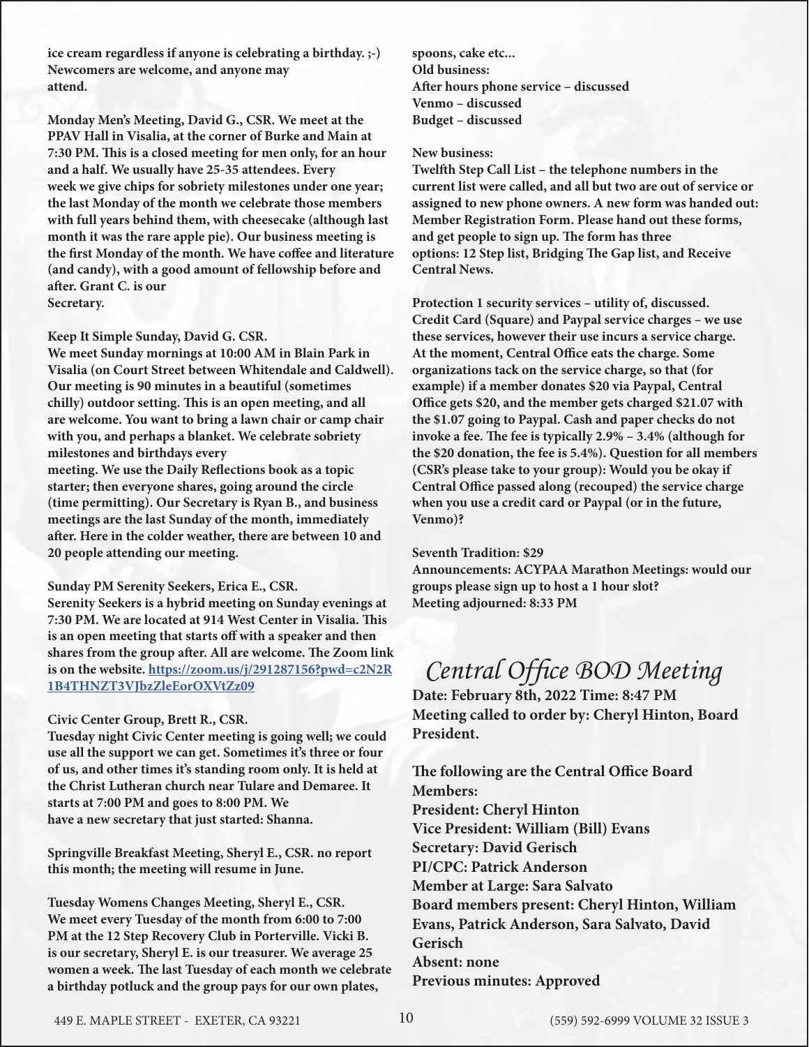**ice cream regardless if anyone is celebrating a birthday. ;-) Newcomers are welcome, and anyone may attend.**

**Monday Men's Meeting, David G., CSR. We meet at the PPAV Hall in Visalia, at the corner of Burke and Main at 7:30 PM. This is a closed meeting for men only, for an hour and a half. We usually have 25-35 attendees. Every week we give chips for sobriety milestones under one year; the last Monday of the month we celebrate those members with full years behind them, with cheesecake (although last month it was the rare apple pie). Our business meeting is the first Monday of the month. We have coffee and literature (and candy), with a good amount of fellowship before and after. Grant C. is our Secretary.**

**Keep It Simple Sunday, David G. CSR.**
**We meet Sunday mornings at 10:00 AM in Blain Park in Visalia (on Court Street between Whitendale and Caldwell). Our meeting is 90 minutes in a beautiful (sometimes chilly) outdoor setting. This is an open meeting, and all are welcome. You want to bring a lawn chair or camp chair with you, and perhaps a blanket. We celebrate sobriety milestones and birthdays every meeting. We use the Daily Reflections book as a topic starter; then everyone shares, going around the circle (time permitting). Our Secretary is Ryan B., and business meetings are the last Sunday of the month, immediately after. Here in the colder weather, there are between 10 and 20 people attending our meeting.**

**Sunday PM Serenity Seekers, Erica E., CSR.**
**Serenity Seekers is a hybrid meeting on Sunday evenings at 7:30 PM. We are located at 914 West Center in Visalia. This is an open meeting that starts off with a speaker and then shares from the group after. All are welcome. The Zoom link is on the website. [https://zoom.us/j/291287156?pwd=c2N2R1B4THNZT3VJbzZleEorOXVtZz09](https://zoom.us/j/291287156?pwd=c2N2R1B4THNZT3VJbzZleEorOXVtZz09)**

**Civic Center Group, Brett R., CSR.**
**Tuesday night Civic Center meeting is going well; we could use all the support we can get. Sometimes it's three or four of us, and other times it's standing room only. It is held at the Christ Lutheran church near Tulare and Demaree. It starts at 7:00 PM and goes to 8:00 PM. We have a new secretary that just started: Shanna.**

**Springville Breakfast Meeting, Sheryl E., CSR. no report this month; the meeting will resume in June.**

**Tuesday Womens Changes Meeting, Sheryl E., CSR.**
**We meet every Tuesday of the month from 6:00 to 7:00 PM at the 12 Step Recovery Club in Porterville. Vicki B. is our secretary, Sheryl E. is our treasurer. We average 25 women a week. The last Tuesday of each month we celebrate a birthday potluck and the group pays for our own plates, spoons, cake etc...**

**Old business:**
**After hours phone service – discussed**
**Venmo – discussed**
**Budget – discussed**

**New business:**
**Twelfth Step Call List – the telephone numbers in the current list were called, and all but two are out of service or assigned to new phone owners. A new form was handed out: Member Registration Form. Please hand out these forms, and get people to sign up. The form has three options: 12 Step list, Bridging The Gap list, and Receive Central News.**

**Protection 1 security services – utility of, discussed.**
**Credit Card (Square) and Paypal service charges – we use these services, however their use incurs a service charge. At the moment, Central Office eats the charge. Some organizations tack on the service charge, so that (for example) if a member donates $20 via Paypal, Central Office gets $20, and the member gets charged $21.07 with the $1.07 going to Paypal. Cash and paper checks do not invoke a fee. The fee is typically 2.9% – 3.4% (although for the $20 donation, the fee is 5.4%). Question for all members (CSR's please take to your group): Would you be okay if Central Office passed along (recouped) the service charge when you use a credit card or Paypal (or in the future, Venmo)?**

**Seventh Tradition: $29**
**Announcements: ACYPAA Marathon Meetings: would our groups please sign up to host a 1 hour slot?**
**Meeting adjourned: 8:33 PM**

# *Central Office BOD Meeting*

**Date: February 8th, 2022 Time: 8:47 PM**
**Meeting called to order by: Cheryl Hinton, Board President.**

**The following are the Central Office Board Members:**
**President: Cheryl Hinton**
**Vice President: William (Bill) Evans**
**Secretary: David Gerisch**
**PI/CPC: Patrick Anderson**
**Member at Large: Sara Salvato**
**Board members present: Cheryl Hinton, William Evans, Patrick Anderson, Sara Salvato, David Gerisch**
**Absent: none**
**Previous minutes: Approved**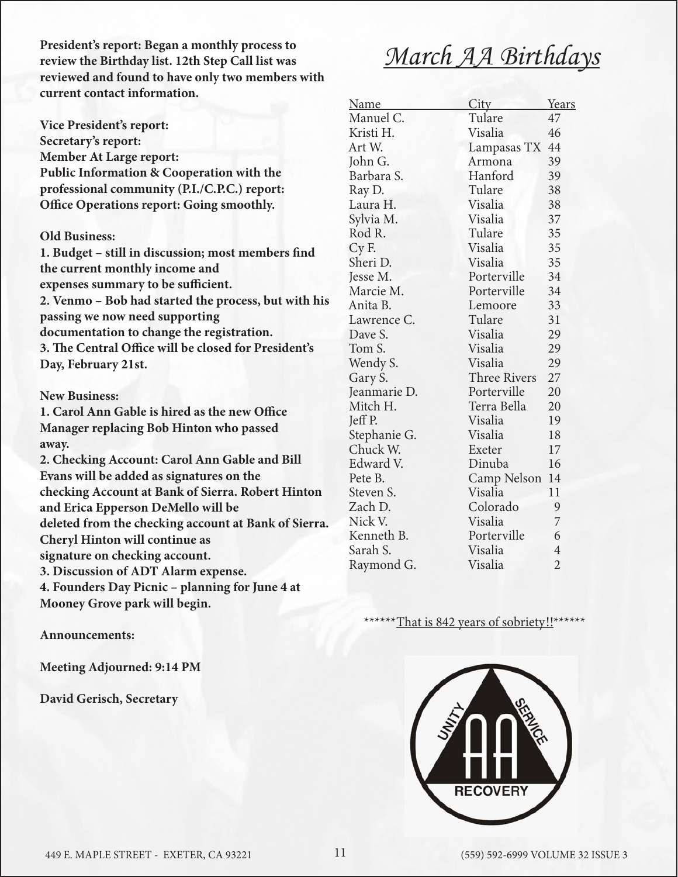**President's report: Began a monthly process to review the Birthday list. 12th Step Call list was reviewed and found to have only two members with current contact information.**

**Vice President's report:**
**Secretary's report:**
**Member At Large report:**
**Public Information & Cooperation with the professional community (P.I./C.P.C.) report:**
**Office Operations report: Going smoothly.**

**Old Business:**
**1. Budget – still in discussion; most members find the current monthly income and expenses summary to be sufficient.**
**2. Venmo – Bob had started the process, but with his passing we now need supporting documentation to change the registration.**
**3. The Central Office will be closed for President's Day, February 21st.**

**New Business:**
**1. Carol Ann Gable is hired as the new Office Manager replacing Bob Hinton who passed away.**
**2. Checking Account: Carol Ann Gable and Bill Evans will be added as signatures on the checking Account at Bank of Sierra. Robert Hinton and Erica Epperson DeMello will be deleted from the checking account at Bank of Sierra. Cheryl Hinton will continue as signature on checking account.**
**3. Discussion of ADT Alarm expense.**
**4. Founders Day Picnic – planning for June 4 at Mooney Grove park will begin.**

**Announcements:**

**Meeting Adjourned: 9:14 PM**

**David Gerisch, Secretary**

# *March AA Birthdays*

| Name | City | Years |
|---|---|---|
| Manuel C. | Tulare | 47 |
| Kristi H. | Visalia | 46 |
| Art W. | Lampasas TX | 44 |
| John G. | Armona | 39 |
| Barbara S. | Hanford | 39 |
| Ray D. | Tulare | 38 |
| Laura H. | Visalia | 38 |
| Sylvia M. | Visalia | 37 |
| Rod R. | Tulare | 35 |
| Cy F. | Visalia | 35 |
| Sheri D. | Visalia | 35 |
| Jesse M. | Porterville | 34 |
| Marcie M. | Porterville | 34 |
| Anita B. | Lemoore | 33 |
| Lawrence C. | Tulare | 31 |
| Dave S. | Visalia | 29 |
| Tom S. | Visalia | 29 |
| Wendy S. | Visalia | 29 |
| Gary S. | Three Rivers | 27 |
| Jeanmarie D. | Porterville | 20 |
| Mitch H. | Terra Bella | 20 |
| Jeff P. | Visalia | 19 |
| Stephanie G. | Visalia | 18 |
| Chuck W. | Exeter | 17 |
| Edward V. | Dinuba | 16 |
| Pete B. | Camp Nelson | 14 |
| Steven S. | Visalia | 11 |
| Zach D. | Colorado | 9 |
| Nick V. | Visalia | 7 |
| Kenneth B. | Porterville | 6 |
| Sarah S. | Visalia | 4 |
| Raymond G. | Visalia | 2 |

******That is 842 years of sobriety!!******

UNITY SERVICE AA RECOVERY

449 E. MAPLE STREET - EXETER, CA 93221 (559) 592-6999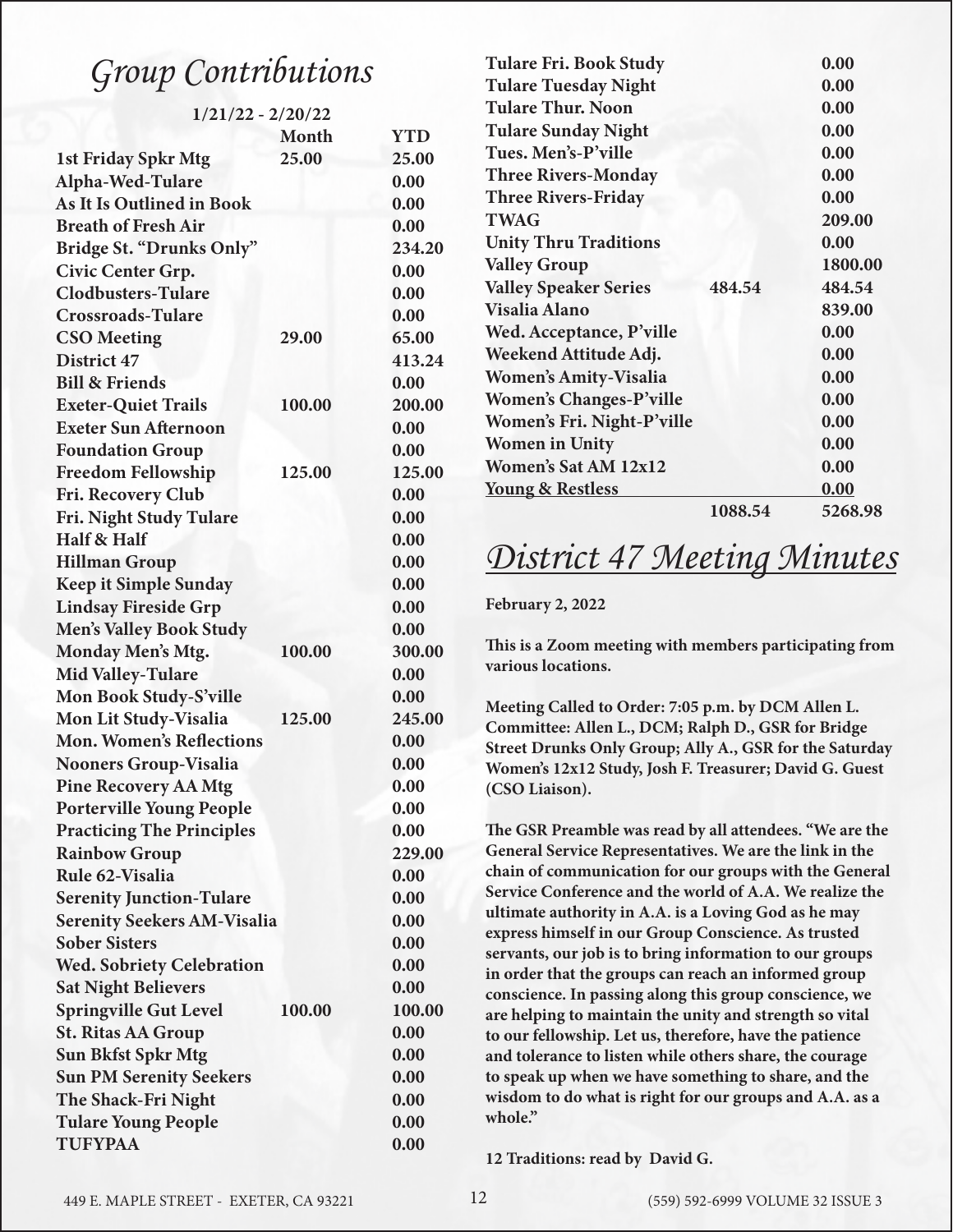# Group Contributions

| 1/21/22 - 2/20/22 | Month | YTD |
|---|---|---|
| 1st Friday Spkr Mtg | 25.00 | 25.00 |
| Alpha-Wed-Tulare | | 0.00 |
| As It Is Outlined in Book | | 0.00 |
| Breath of Fresh Air | | 0.00 |
| Bridge St. "Drunks Only" | | 234.20 |
| Civic Center Grp. | | 0.00 |
| Clodbusters-Tulare | | 0.00 |
| Crossroads-Tulare | | 0.00 |
| CSO Meeting | 29.00 | 65.00 |
| District 47 | | 413.24 |
| Bill & Friends | | 0.00 |
| Exeter-Quiet Trails | 100.00 | 200.00 |
| Exeter Sun Afternoon | | 0.00 |
| Foundation Group | | 0.00 |
| Freedom Fellowship | 125.00 | 125.00 |
| Fri. Recovery Club | | 0.00 |
| Fri. Night Study Tulare | | 0.00 |
| Half & Half | | 0.00 |
| Hillman Group | | 0.00 |
| Keep it Simple Sunday | | 0.00 |
| Lindsay Fireside Grp | | 0.00 |
| Men's Valley Book Study | | 0.00 |
| Monday Men's Mtg. | 100.00 | 300.00 |
| Mid Valley-Tulare | | 0.00 |
| Mon Book Study-S'ville | | 0.00 |
| Mon Lit Study-Visalia | 125.00 | 245.00 |
| Mon. Women's Reflections | | 0.00 |
| Nooners Group-Visalia | | 0.00 |
| Pine Recovery AA Mtg | | 0.00 |
| Porterville Young People | | 0.00 |
| Practicing The Principles | | 0.00 |
| Rainbow Group | | 229.00 |
| Rule 62-Visalia | | 0.00 |
| Serenity Junction-Tulare | | 0.00 |
| Serenity Seekers AM-Visalia | | 0.00 |
| Sober Sisters | | 0.00 |
| Wed. Sobriety Celebration | | 0.00 |
| Sat Night Believers | | 0.00 |
| Springville Gut Level | 100.00 | 100.00 |
| St. Ritas AA Group | | 0.00 |
| Sun Bkfst Spkr Mtg | | 0.00 |
| Sun PM Serenity Seekers | | 0.00 |
| The Shack-Fri Night | | 0.00 |
| Tulare Young People | | 0.00 |
| TUFYPAA | | 0.00 |
| Tulare Fri. Book Study | | 0.00 |
| Tulare Tuesday Night | | 0.00 |
| Tulare Thur. Noon | | 0.00 |
| Tulare Sunday Night | | 0.00 |
| Tues. Men's-P'ville | | 0.00 |
| Three Rivers-Monday | | 0.00 |
| Three Rivers-Friday | | 0.00 |
| TWAG | | 209.00 |
| Unity Thru Traditions | | 0.00 |
| Valley Group | | 1800.00 |
| Valley Speaker Series | 484.54 | 484.54 |
| Visalia Alano | | 839.00 |
| Wed. Acceptance, P'ville | | 0.00 |
| Weekend Attitude Adj. | | 0.00 |
| Women's Amity-Visalia | | 0.00 |
| Women's Changes-P'ville | | 0.00 |
| Women's Fri. Night-P'ville | | 0.00 |
| Women in Unity | | 0.00 |
| Women's Sat AM 12x12 | | 0.00 |
| Young & Restless | | 0.00 |
| | 1088.54 | 5268.98 |

# District 47 Meeting Minutes

**February 2, 2022**

**This is a Zoom meeting with members participating from various locations.**

**Meeting Called to Order: 7:05 p.m. by DCM Allen L.**
**Committee: Allen L., DCM; Ralph D., GSR for Bridge Street Drunks Only Group; Ally A., GSR for the Saturday Women's 12x12 Study, Josh F. Treasurer; David G. Guest (CSO Liaison).**

**The GSR Preamble was read by all attendees. "We are the General Service Representatives. We are the link in the chain of communication for our groups with the General Service Conference and the world of A.A. We realize the ultimate authority in A.A. is a Loving God as he may express himself in our Group Conscience. As trusted servants, our job is to bring information to our groups in order that the groups can reach an informed group conscience. In passing along this group conscience, we are helping to maintain the unity and strength so vital to our fellowship. Let us, therefore, have the patience and tolerance to listen while others share, the courage to speak up when we have something to share, and the wisdom to do what is right for our groups and A.A. as a whole."**

**12 Traditions: read by David G.**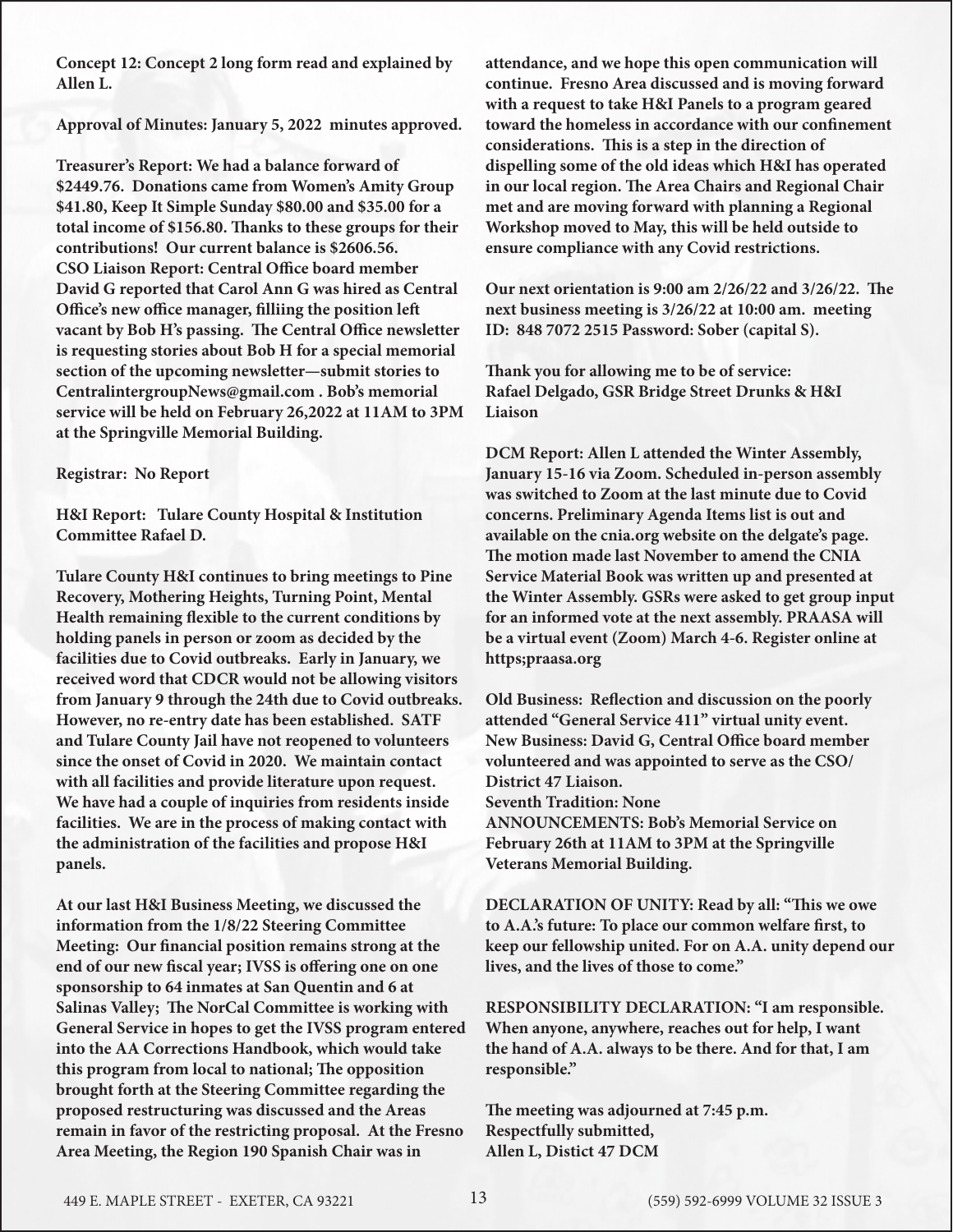**Concept 12: Concept 2 long form read and explained by Allen L.**

**Approval of Minutes: January 5, 2022 minutes approved.**

**Treasurer's Report: We had a balance forward of $2449.76. Donations came from Women's Amity Group $41.80, Keep It Simple Sunday $80.00 and $35.00 for a total income of $156.80. Thanks to these groups for their contributions! Our current balance is $2606.56.**
**CSO Liaison Report: Central Office board member David G reported that Carol Ann G was hired as Central Office's new office manager, filliing the position left vacant by Bob H's passing. The Central Office newsletter is requesting stories about Bob H for a special memorial section of the upcoming newsletter—submit stories to CentralintergroupNews@gmail.com . Bob's memorial service will be held on February 26,2022 at 11AM to 3PM at the Springville Memorial Building.**

**Registrar: No Report**

**H&I Report: Tulare County Hospital & Institution Committee Rafael D.**

**Tulare County H&I continues to bring meetings to Pine Recovery, Mothering Heights, Turning Point, Mental Health remaining flexible to the current conditions by holding panels in person or zoom as decided by the facilities due to Covid outbreaks. Early in January, we received word that CDCR would not be allowing visitors from January 9 through the 24th due to Covid outbreaks. However, no re-entry date has been established. SATF and Tulare County Jail have not reopened to volunteers since the onset of Covid in 2020. We maintain contact with all facilities and provide literature upon request. We have had a couple of inquiries from residents inside facilities. We are in the process of making contact with the administration of the facilities and propose H&I panels.**

**At our last H&I Business Meeting, we discussed the information from the 1/8/22 Steering Committee Meeting: Our financial position remains strong at the end of our new fiscal year; IVSS is offering one on one sponsorship to 64 inmates at San Quentin and 6 at Salinas Valley; The NorCal Committee is working with General Service in hopes to get the IVSS program entered into the AA Corrections Handbook, which would take this program from local to national; The opposition brought forth at the Steering Committee regarding the proposed restructuring was discussed and the Areas remain in favor of the restricting proposal. At the Fresno Area Meeting, the Region 190 Spanish Chair was in attendance, and we hope this open communication will continue. Fresno Area discussed and is moving forward with a request to take H&I Panels to a program geared toward the homeless in accordance with our confinement considerations. This is a step in the direction of dispelling some of the old ideas which H&I has operated in our local region. The Area Chairs and Regional Chair met and are moving forward with planning a Regional Workshop moved to May, this will be held outside to ensure compliance with any Covid restrictions.**

**Our next orientation is 9:00 am 2/26/22 and 3/26/22. The next business meeting is 3/26/22 at 10:00 am. meeting ID: 848 7072 2515 Password: Sober (capital S).**

**Thank you for allowing me to be of service:**
**Rafael Delgado, GSR Bridge Street Drunks & H&I Liaison**

**DCM Report: Allen L attended the Winter Assembly, January 15-16 via Zoom. Scheduled in-person assembly was switched to Zoom at the last minute due to Covid concerns. Preliminary Agenda Items list is out and available on the cnia.org website on the delgate's page. The motion made last November to amend the CNIA Service Material Book was written up and presented at the Winter Assembly. GSRs were asked to get group input for an informed vote at the next assembly. PRAASA will be a virtual event (Zoom) March 4-6. Register online at https;praasa.org**

**Old Business: Reflection and discussion on the poorly attended "General Service 411" virtual unity event.**
**New Business: David G, Central Office board member volunteered and was appointed to serve as the CSO/ District 47 Liaison.**
**Seventh Tradition: None**
**ANNOUNCEMENTS: Bob's Memorial Service on February 26th at 11AM to 3PM at the Springville Veterans Memorial Building.**

**DECLARATION OF UNITY: Read by all: "This we owe to A.A.'s future: To place our common welfare first, to keep our fellowship united. For on A.A. unity depend our lives, and the lives of those to come."**

**RESPONSIBILITY DECLARATION: "I am responsible. When anyone, anywhere, reaches out for help, I want the hand of A.A. always to be there. And for that, I am responsible."**

**The meeting was adjourned at 7:45 p.m.**
**Respectfully submitted,**
**Allen L, Distict 47 DCM**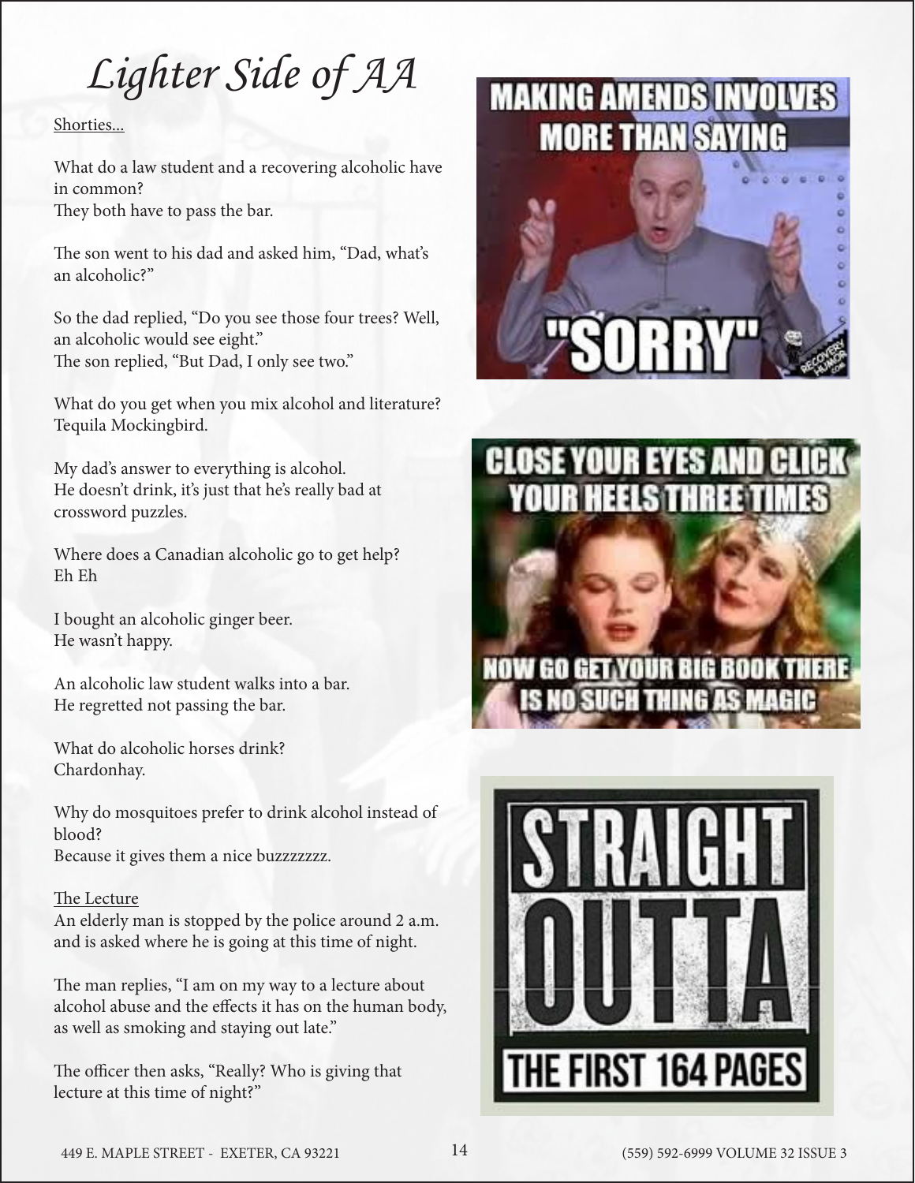# *Lighter Side of AA*

Shorties...

What do a law student and a recovering alcoholic have in common?
They both have to pass the bar.

The son went to his dad and asked him, "Dad, what's an alcoholic?"

So the dad replied, "Do you see those four trees? Well, an alcoholic would see eight."
The son replied, "But Dad, I only see two."

What do you get when you mix alcohol and literature?
Tequila Mockingbird.

My dad's answer to everything is alcohol.
He doesn't drink, it's just that he's really bad at crossword puzzles.

Where does a Canadian alcoholic go to get help?
Eh Eh

I bought an alcoholic ginger beer.
He wasn't happy.

An alcoholic law student walks into a bar.
He regretted not passing the bar.

What do alcoholic horses drink?
Chardonhay.

Why do mosquitoes prefer to drink alcohol instead of blood?
Because it gives them a nice buzzzzzzz.

The Lecture

An elderly man is stopped by the police around 2 a.m. and is asked where he is going at this time of night.

The man replies, "I am on my way to a lecture about alcohol abuse and the effects it has on the human body, as well as smoking and staying out late."

The officer then asks, "Really? Who is giving that lecture at this time of night?"

MAKING AMENDS INVOLVES MORE THAN SAYING "SORRY"

CLOSE YOUR EYES AND CLICK YOUR HEELS THREE TIMES

NOW GO GET YOUR BIG BOOK THERE IS NO SUCH THING AS MAGIC

STRAIGHT OUTTA THE FIRST 164 PAGES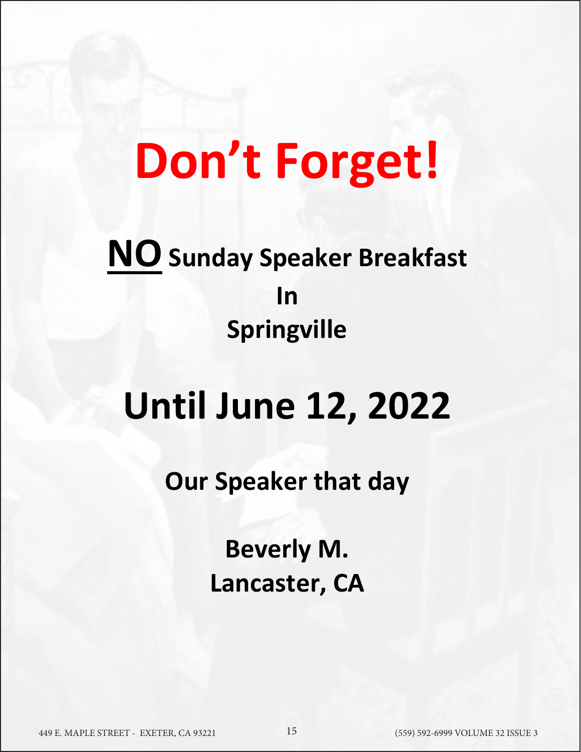# Don't Forget!

**NO** **Sunday Speaker Breakfast**

**In**

**Springville**

## Until June 12, 2022

**Our Speaker that day**

**Beverly M.**
**Lancaster, CA**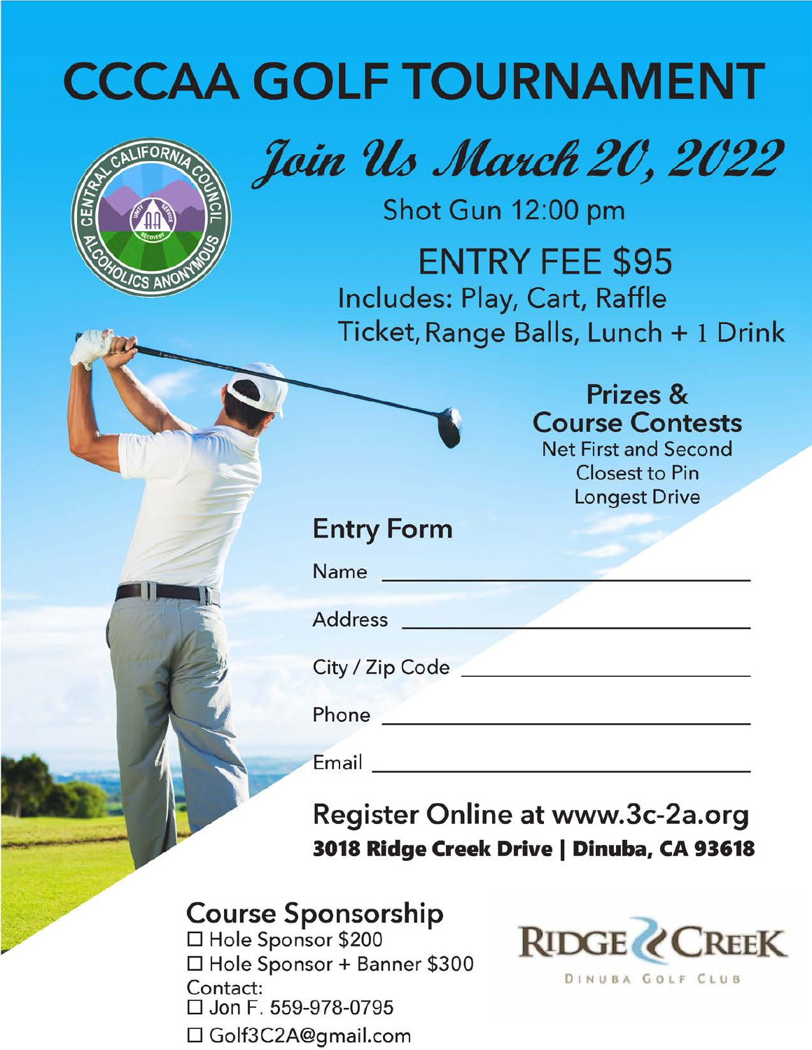# CCCAA GOLF TOURNAMENT

*Join Us March 20, 2022*

Shot Gun 12:00 pm

## ENTRY FEE $95

Includes: Play, Cart, Raffle Ticket, Range Balls, Lunch + 1 Drink

### Prizes & Course Contests

Net First and Second
Closest to Pin
Longest Drive

### Entry Form

Name ______________________________

Address ______________________________

City / Zip Code ______________________________

Phone ______________________________

Email ______________________________

### Register Online at www.3c-2a.org

**3018 Ridge Creek Drive | Dinuba, CA 93618**

### Course Sponsorship

☐ Hole Sponsor $200
☐ Hole Sponsor + Banner $300

Contact:
☐ Jon F. 559-978-0795
☐ Golf3C2A@gmail.com

RIDGE CREEK
DINUBA GOLF CLUB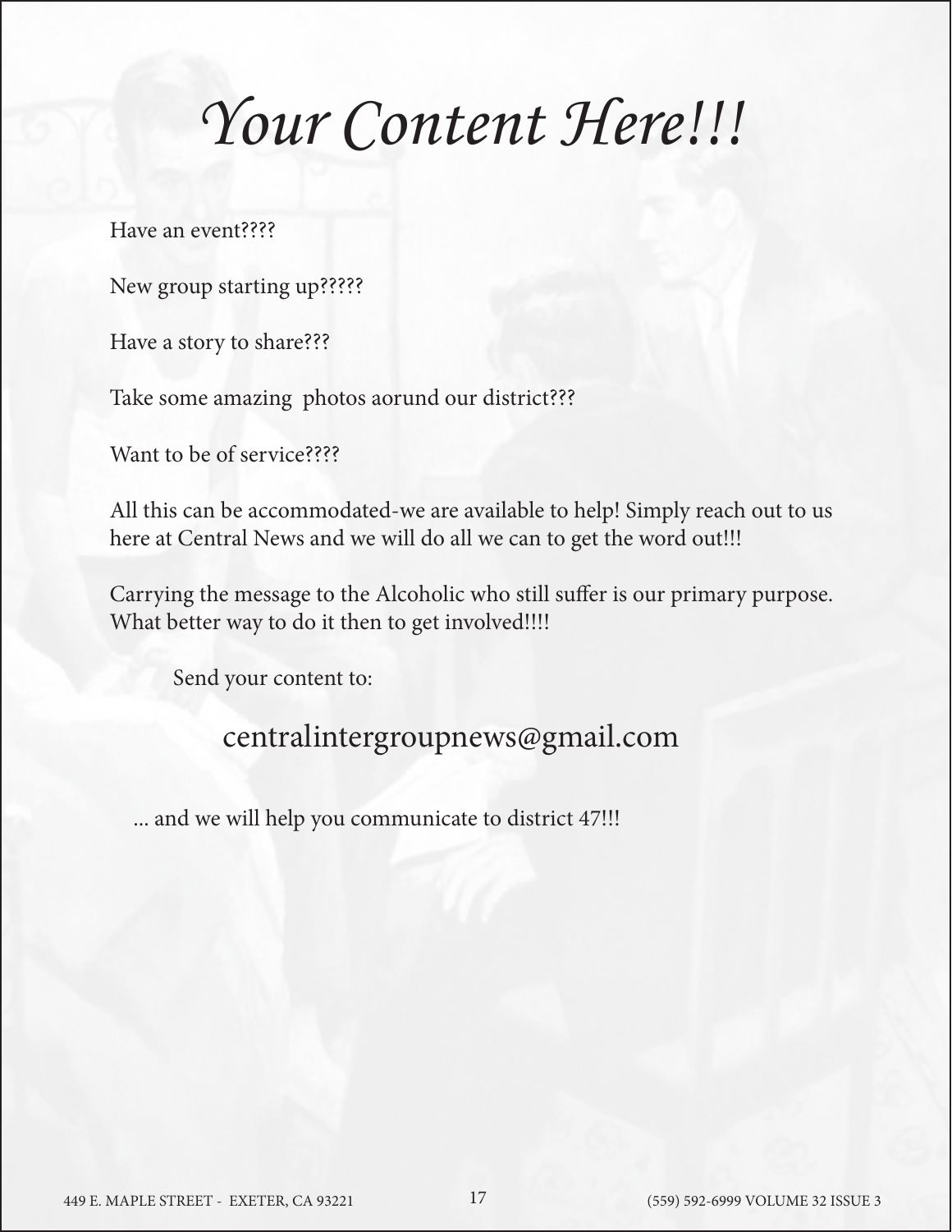# *Your Content Here!!!*

Have an event????

New group starting up?????

Have a story to share???

Take some amazing  photos aorund our district???

Want to be of service????

All this can be accommodated-we are available to help! Simply reach out to us here at Central News and we will do all we can to get the word out!!!

Carrying the message to the Alcoholic who still suffer is our primary purpose. What better way to do it then to get involved!!!!

Send your content to:

centralintergroupnews@gmail.com

... and we will help you communicate to district 47!!!